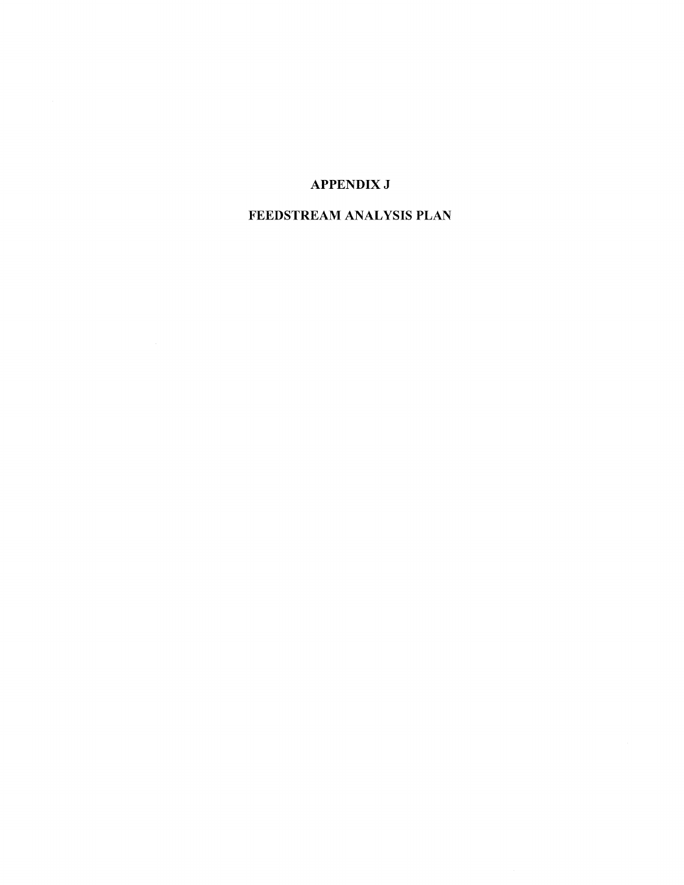# APPENDIX J

# FEEDSTREAM ANALYSIS PLAN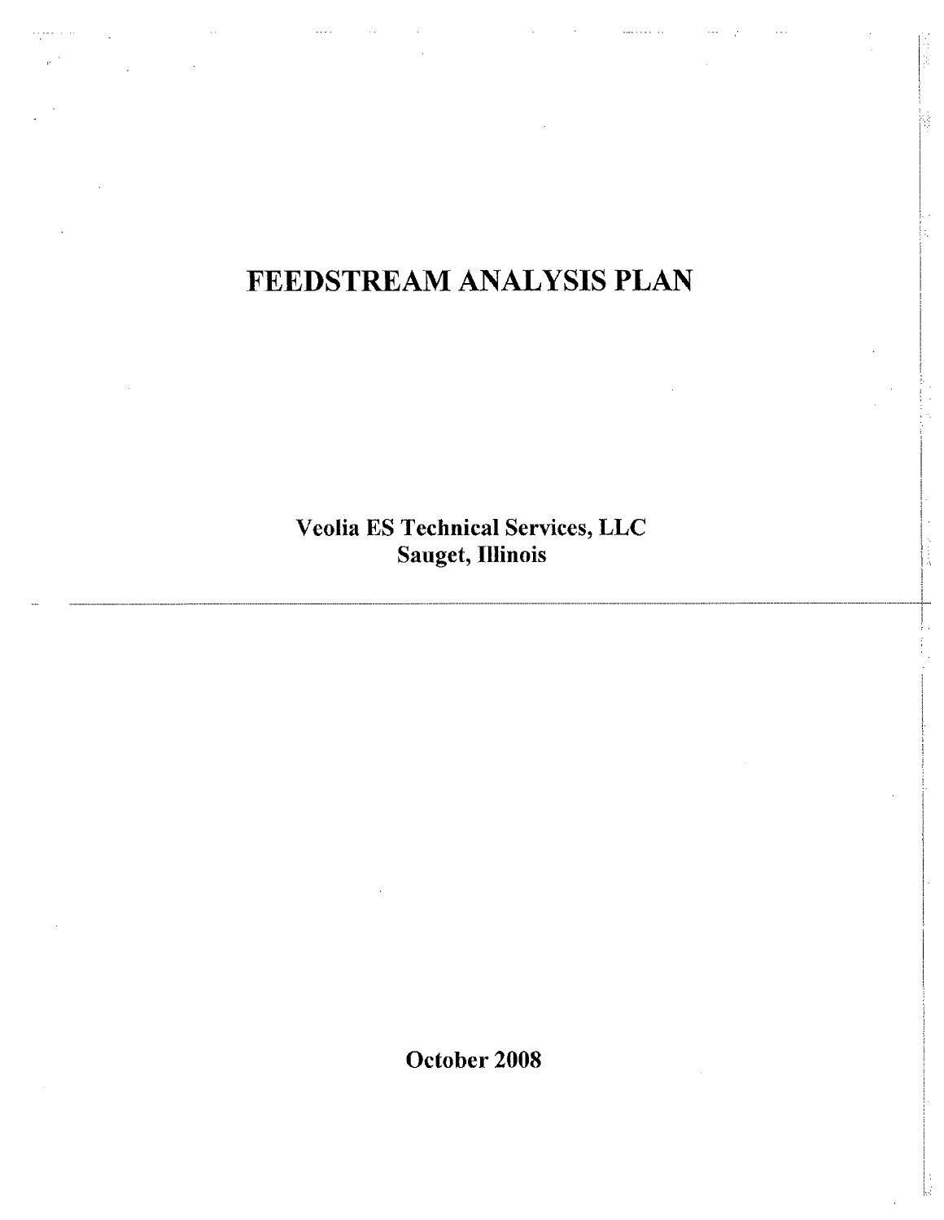# FEEDSTREAM ANALYSIS PLAN

**Veolia ES Technical Services, LLC**
**Sauget, Illinois**

**October 2008**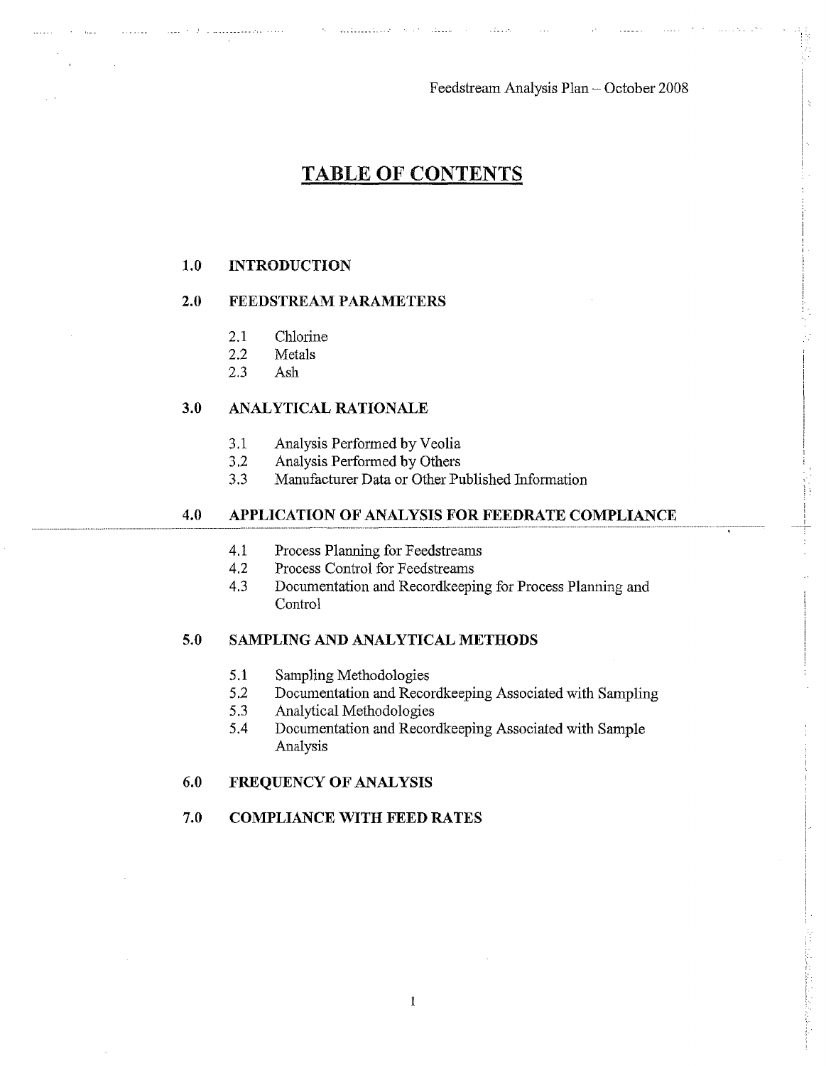# TABLE OF CONTENTS

**1.0 INTRODUCTION**

**2.0 FEEDSTREAM PARAMETERS**

- 2.1 Chlorine
- 2.2 Metals
- 2.3 Ash

**3.0 ANALYTICAL RATIONALE**

- 3.1 Analysis Performed by Veolia
- 3.2 Analysis Performed by Others
- 3.3 Manufacturer Data or Other Published Information

**4.0 APPLICATION OF ANALYSIS FOR FEEDRATE COMPLIANCE**

- 4.1 Process Planning for Feedstreams
- 4.2 Process Control for Feedstreams
- 4.3 Documentation and Recordkeeping for Process Planning and Control

**5.0 SAMPLING AND ANALYTICAL METHODS**

- 5.1 Sampling Methodologies
- 5.2 Documentation and Recordkeeping Associated with Sampling
- 5.3 Analytical Methodologies
- 5.4 Documentation and Recordkeeping Associated with Sample Analysis

**6.0 FREQUENCY OF ANALYSIS**

**7.0 COMPLIANCE WITH FEED RATES**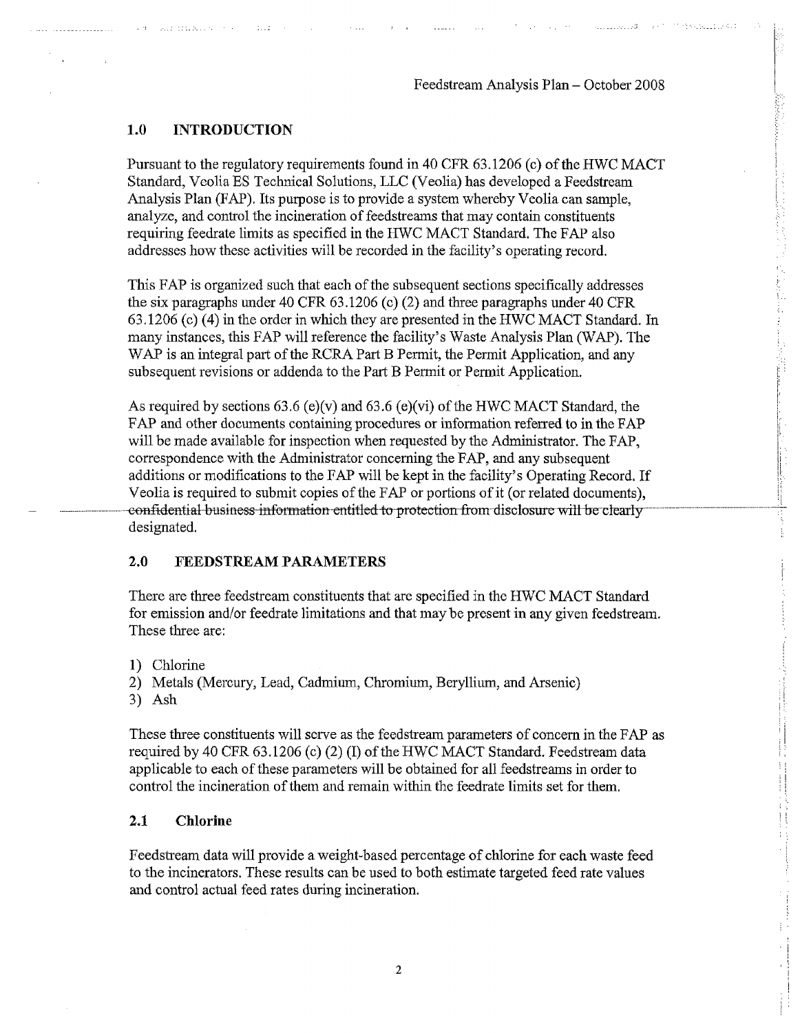## 1.0 INTRODUCTION

Pursuant to the regulatory requirements found in 40 CFR 63.1206 (c) of the HWC MACT Standard, Veolia ES Technical Solutions, LLC (Veolia) has developed a Feedstream Analysis Plan (FAP). Its purpose is to provide a system whereby Veolia can sample, analyze, and control the incineration of feedstreams that may contain constituents requiring feedrate limits as specified in the HWC MACT Standard. The FAP also addresses how these activities will be recorded in the facility's operating record.

This FAP is organized such that each of the subsequent sections specifically addresses the six paragraphs under 40 CFR 63.1206 (c) (2) and three paragraphs under 40 CFR 63.1206 (c) (4) in the order in which they are presented in the HWC MACT Standard. In many instances, this FAP will reference the facility's Waste Analysis Plan (WAP). The WAP is an integral part of the RCRA Part B Permit, the Permit Application, and any subsequent revisions or addenda to the Part B Permit or Permit Application.

As required by sections 63.6 (e)(v) and 63.6 (e)(vi) of the HWC MACT Standard, the FAP and other documents containing procedures or information referred to in the FAP will be made available for inspection when requested by the Administrator. The FAP, correspondence with the Administrator concerning the FAP, and any subsequent additions or modifications to the FAP will be kept in the facility's Operating Record. If Veolia is required to submit copies of the FAP or portions of it (or related documents), confidential business information entitled to protection from disclosure will be clearly designated.

## 2.0 FEEDSTREAM PARAMETERS

There are three feedstream constituents that are specified in the HWC MACT Standard for emission and/or feedrate limitations and that may be present in any given feedstream. These three are:

1) Chlorine
2) Metals (Mercury, Lead, Cadmium, Chromium, Beryllium, and Arsenic)
3) Ash

These three constituents will serve as the feedstream parameters of concern in the FAP as required by 40 CFR 63.1206 (c) (2) (I) of the HWC MACT Standard. Feedstream data applicable to each of these parameters will be obtained for all feedstreams in order to control the incineration of them and remain within the feedrate limits set for them.

### 2.1 Chlorine

Feedstream data will provide a weight-based percentage of chlorine for each waste feed to the incinerators. These results can be used to both estimate targeted feed rate values and control actual feed rates during incineration.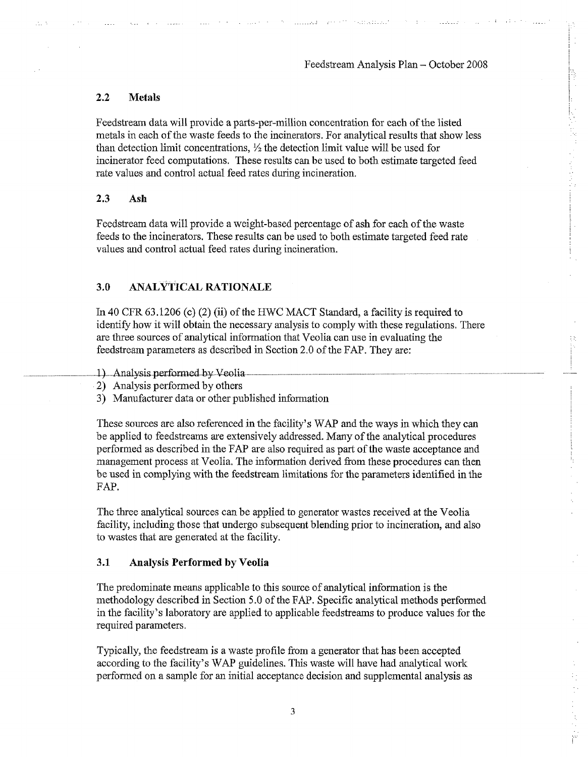## 2.2 Metals

Feedstream data will provide a parts-per-million concentration for each of the listed metals in each of the waste feeds to the incinerators. For analytical results that show less than detection limit concentrations, ½ the detection limit value will be used for incinerator feed computations. These results can be used to both estimate targeted feed rate values and control actual feed rates during incineration.

## 2.3 Ash

Feedstream data will provide a weight-based percentage of ash for each of the waste feeds to the incinerators. These results can be used to both estimate targeted feed rate values and control actual feed rates during incineration.

# 3.0 ANALYTICAL RATIONALE

In 40 CFR 63.1206 (c) (2) (ii) of the HWC MACT Standard, a facility is required to identify how it will obtain the necessary analysis to comply with these regulations. There are three sources of analytical information that Veolia can use in evaluating the feedstream parameters as described in Section 2.0 of the FAP. They are:

1) Analysis performed by Veolia
2) Analysis performed by others
3) Manufacturer data or other published information

These sources are also referenced in the facility's WAP and the ways in which they can be applied to feedstreams are extensively addressed. Many of the analytical procedures performed as described in the FAP are also required as part of the waste acceptance and management process at Veolia. The information derived from these procedures can then be used in complying with the feedstream limitations for the parameters identified in the FAP.

The three analytical sources can be applied to generator wastes received at the Veolia facility, including those that undergo subsequent blending prior to incineration, and also to wastes that are generated at the facility.

## 3.1 Analysis Performed by Veolia

The predominate means applicable to this source of analytical information is the methodology described in Section 5.0 of the FAP. Specific analytical methods performed in the facility's laboratory are applied to applicable feedstreams to produce values for the required parameters.

Typically, the feedstream is a waste profile from a generator that has been accepted according to the facility's WAP guidelines. This waste will have had analytical work performed on a sample for an initial acceptance decision and supplemental analysis as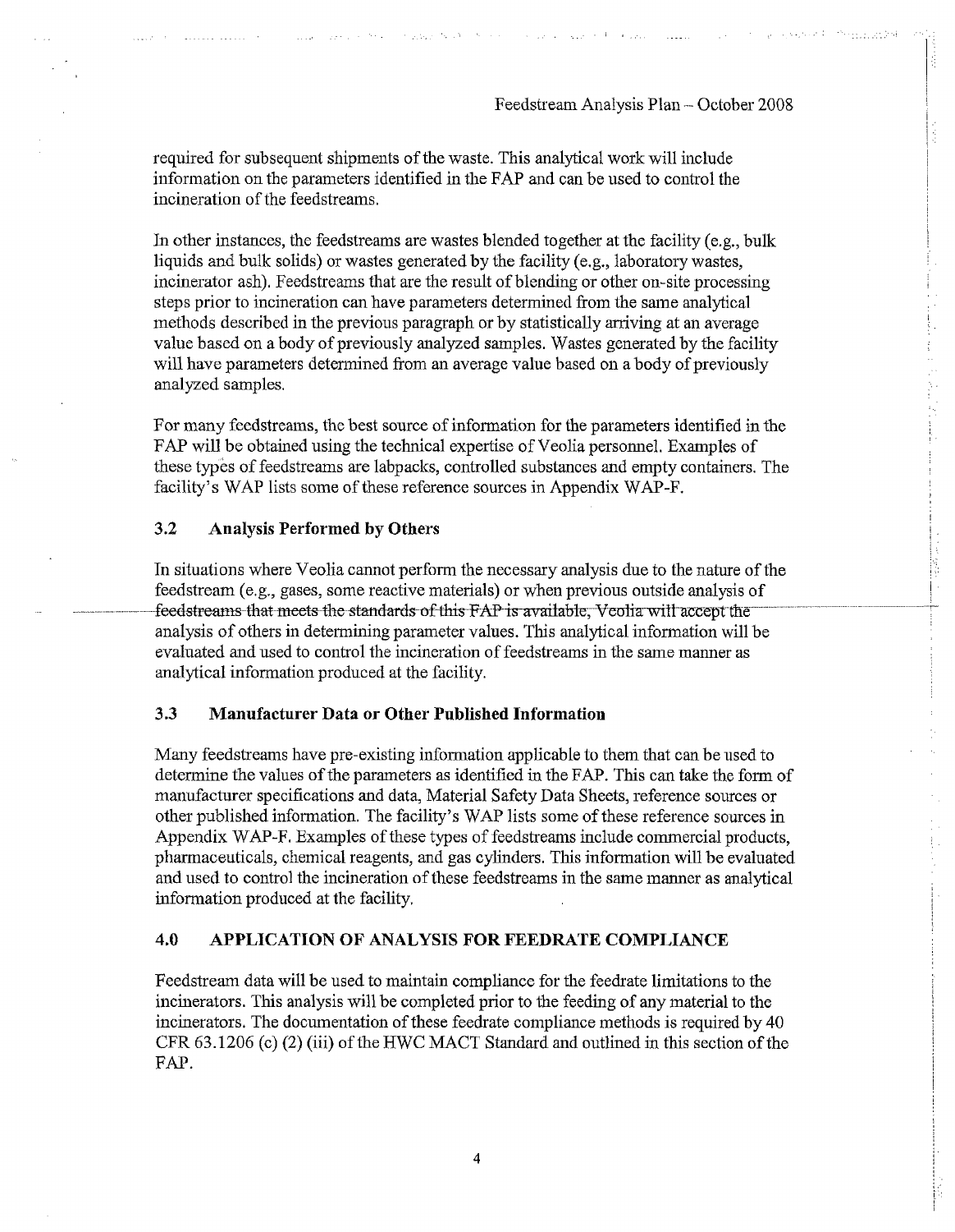required for subsequent shipments of the waste. This analytical work will include information on the parameters identified in the FAP and can be used to control the incineration of the feedstreams.

In other instances, the feedstreams are wastes blended together at the facility (e.g., bulk liquids and bulk solids) or wastes generated by the facility (e.g., laboratory wastes, incinerator ash). Feedstreams that are the result of blending or other on-site processing steps prior to incineration can have parameters determined from the same analytical methods described in the previous paragraph or by statistically arriving at an average value based on a body of previously analyzed samples. Wastes generated by the facility will have parameters determined from an average value based on a body of previously analyzed samples.

For many feedstreams, the best source of information for the parameters identified in the FAP will be obtained using the technical expertise of Veolia personnel. Examples of these types of feedstreams are labpacks, controlled substances and empty containers. The facility's WAP lists some of these reference sources in Appendix WAP-F.

### 3.2 Analysis Performed by Others

In situations where Veolia cannot perform the necessary analysis due to the nature of the feedstream (e.g., gases, some reactive materials) or when previous outside analysis of feedstreams that meets the standards of this FAP is available, Veolia will accept the analysis of others in determining parameter values. This analytical information will be evaluated and used to control the incineration of feedstreams in the same manner as analytical information produced at the facility.

### 3.3 Manufacturer Data or Other Published Information

Many feedstreams have pre-existing information applicable to them that can be used to determine the values of the parameters as identified in the FAP. This can take the form of manufacturer specifications and data, Material Safety Data Sheets, reference sources or other published information. The facility's WAP lists some of these reference sources in Appendix WAP-F. Examples of these types of feedstreams include commercial products, pharmaceuticals, chemical reagents, and gas cylinders. This information will be evaluated and used to control the incineration of these feedstreams in the same manner as analytical information produced at the facility.

## 4.0 APPLICATION OF ANALYSIS FOR FEEDRATE COMPLIANCE

Feedstream data will be used to maintain compliance for the feedrate limitations to the incinerators. This analysis will be completed prior to the feeding of any material to the incinerators. The documentation of these feedrate compliance methods is required by 40 CFR 63.1206 (c) (2) (iii) of the HWC MACT Standard and outlined in this section of the FAP.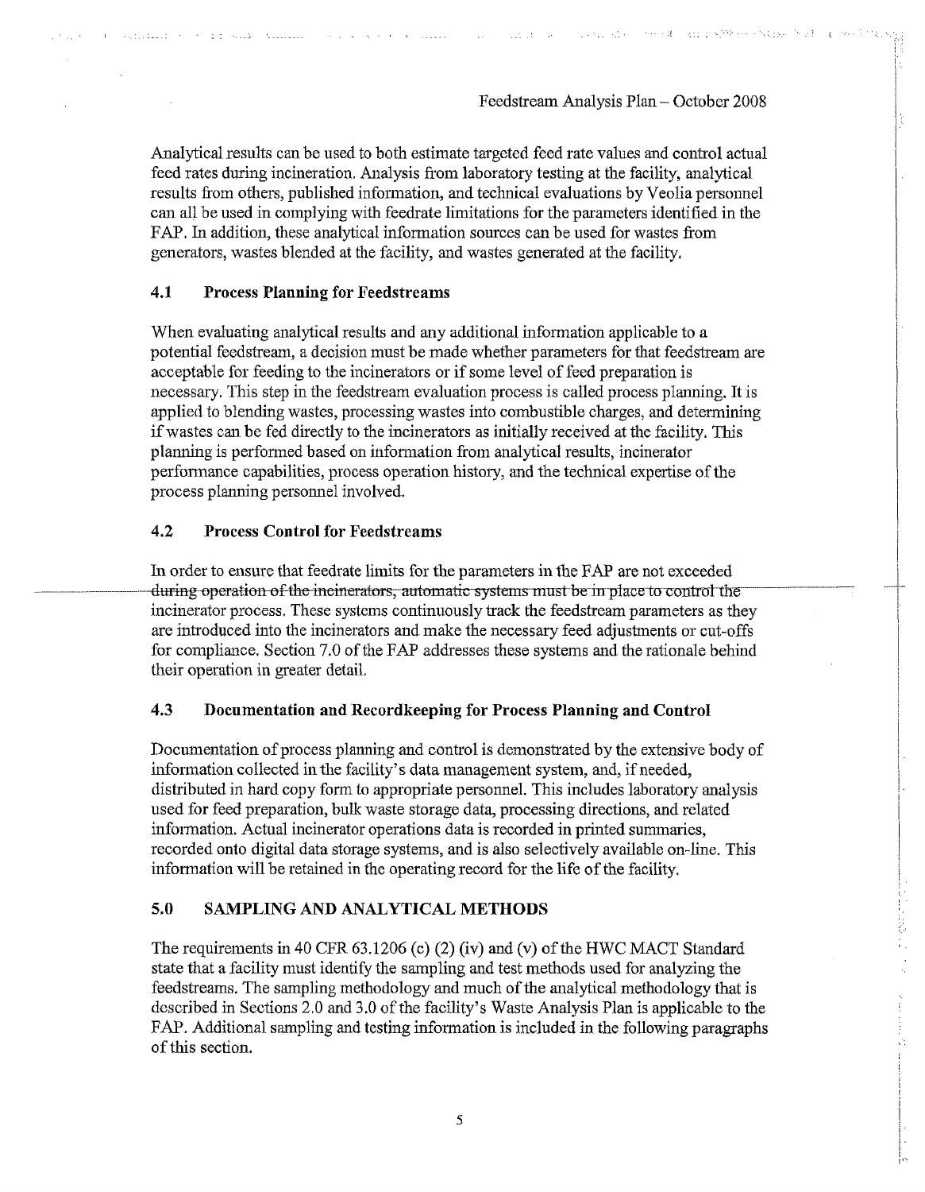Analytical results can be used to both estimate targeted feed rate values and control actual feed rates during incineration. Analysis from laboratory testing at the facility, analytical results from others, published information, and technical evaluations by Veolia personnel can all be used in complying with feedrate limitations for the parameters identified in the FAP. In addition, these analytical information sources can be used for wastes from generators, wastes blended at the facility, and wastes generated at the facility.

### 4.1 Process Planning for Feedstreams

When evaluating analytical results and any additional information applicable to a potential feedstream, a decision must be made whether parameters for that feedstream are acceptable for feeding to the incinerators or if some level of feed preparation is necessary. This step in the feedstream evaluation process is called process planning. It is applied to blending wastes, processing wastes into combustible charges, and determining if wastes can be fed directly to the incinerators as initially received at the facility. This planning is performed based on information from analytical results, incinerator performance capabilities, process operation history, and the technical expertise of the process planning personnel involved.

### 4.2 Process Control for Feedstreams

In order to ensure that feedrate limits for the parameters in the FAP are not exceeded during operation of the incinerators, automatic systems must be in place to control the incinerator process. These systems continuously track the feedstream parameters as they are introduced into the incinerators and make the necessary feed adjustments or cut-offs for compliance. Section 7.0 of the FAP addresses these systems and the rationale behind their operation in greater detail.

### 4.3 Documentation and Recordkeeping for Process Planning and Control

Documentation of process planning and control is demonstrated by the extensive body of information collected in the facility's data management system, and, if needed, distributed in hard copy form to appropriate personnel. This includes laboratory analysis used for feed preparation, bulk waste storage data, processing directions, and related information. Actual incinerator operations data is recorded in printed summaries, recorded onto digital data storage systems, and is also selectively available on-line. This information will be retained in the operating record for the life of the facility.

## 5.0 SAMPLING AND ANALYTICAL METHODS

The requirements in 40 CFR 63.1206 (c) (2) (iv) and (v) of the HWC MACT Standard state that a facility must identify the sampling and test methods used for analyzing the feedstreams. The sampling methodology and much of the analytical methodology that is described in Sections 2.0 and 3.0 of the facility's Waste Analysis Plan is applicable to the FAP. Additional sampling and testing information is included in the following paragraphs of this section.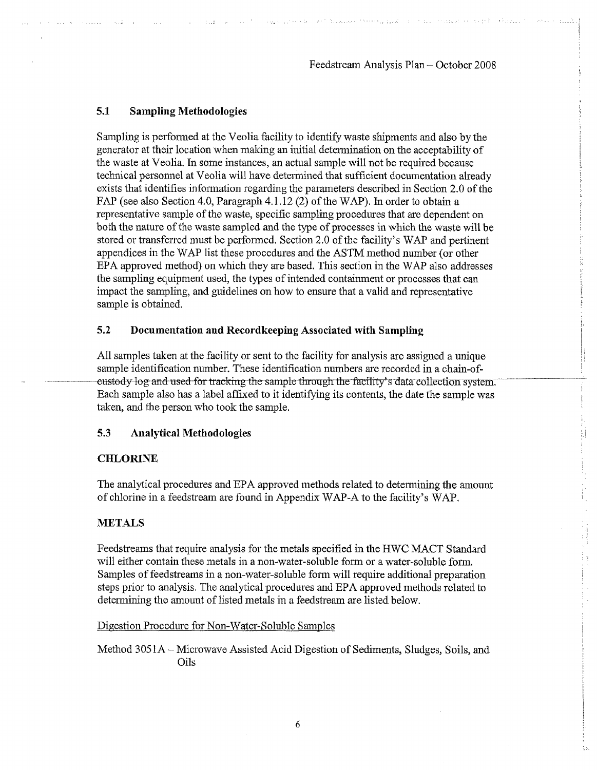## 5.1 Sampling Methodologies

Sampling is performed at the Veolia facility to identify waste shipments and also by the generator at their location when making an initial determination on the acceptability of the waste at Veolia. In some instances, an actual sample will not be required because technical personnel at Veolia will have determined that sufficient documentation already exists that identifies information regarding the parameters described in Section 2.0 of the FAP (see also Section 4.0, Paragraph 4.1.12 (2) of the WAP). In order to obtain a representative sample of the waste, specific sampling procedures that are dependent on both the nature of the waste sampled and the type of processes in which the waste will be stored or transferred must be performed. Section 2.0 of the facility's WAP and pertinent appendices in the WAP list these procedures and the ASTM method number (or other EPA approved method) on which they are based. This section in the WAP also addresses the sampling equipment used, the types of intended containment or processes that can impact the sampling, and guidelines on how to ensure that a valid and representative sample is obtained.

## 5.2 Documentation and Recordkeeping Associated with Sampling

All samples taken at the facility or sent to the facility for analysis are assigned a unique sample identification number. These identification numbers are recorded in a chain-of-custody log and used for tracking the sample through the facility's data collection system. Each sample also has a label affixed to it identifying its contents, the date the sample was taken, and the person who took the sample.

## 5.3 Analytical Methodologies

### CHLORINE

The analytical procedures and EPA approved methods related to determining the amount of chlorine in a feedstream are found in Appendix WAP-A to the facility's WAP.

### METALS

Feedstreams that require analysis for the metals specified in the HWC MACT Standard will either contain these metals in a non-water-soluble form or a water-soluble form. Samples of feedstreams in a non-water-soluble form will require additional preparation steps prior to analysis. The analytical procedures and EPA approved methods related to determining the amount of listed metals in a feedstream are listed below.

Digestion Procedure for Non-Water-Soluble Samples

Method 3051A – Microwave Assisted Acid Digestion of Sediments, Sludges, Soils, and Oils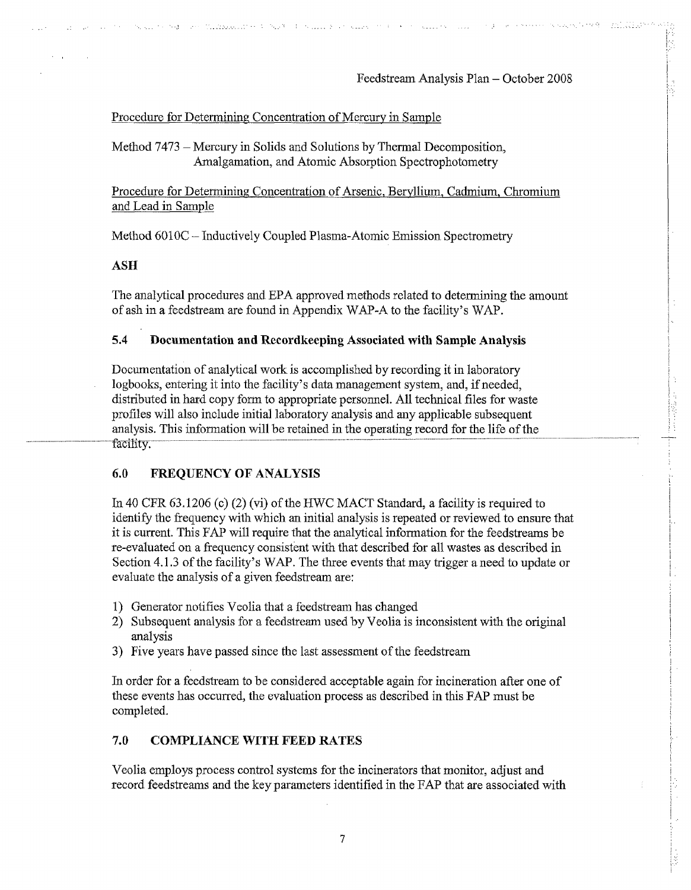Procedure for Determining Concentration of Mercury in Sample

Method 7473 – Mercury in Solids and Solutions by Thermal Decomposition, Amalgamation, and Atomic Absorption Spectrophotometry

Procedure for Determining Concentration of Arsenic, Beryllium, Cadmium, Chromium and Lead in Sample

Method 6010C – Inductively Coupled Plasma-Atomic Emission Spectrometry

**ASH**

The analytical procedures and EPA approved methods related to determining the amount of ash in a feedstream are found in Appendix WAP-A to the facility's WAP.

### 5.4 Documentation and Recordkeeping Associated with Sample Analysis

Documentation of analytical work is accomplished by recording it in laboratory logbooks, entering it into the facility's data management system, and, if needed, distributed in hard copy form to appropriate personnel. All technical files for waste profiles will also include initial laboratory analysis and any applicable subsequent analysis. This information will be retained in the operating record for the life of the facility.

## 6.0 FREQUENCY OF ANALYSIS

In 40 CFR 63.1206 (c) (2) (vi) of the HWC MACT Standard, a facility is required to identify the frequency with which an initial analysis is repeated or reviewed to ensure that it is current. This FAP will require that the analytical information for the feedstreams be re-evaluated on a frequency consistent with that described for all wastes as described in Section 4.1.3 of the facility's WAP. The three events that may trigger a need to update or evaluate the analysis of a given feedstream are:

1) Generator notifies Veolia that a feedstream has changed
2) Subsequent analysis for a feedstream used by Veolia is inconsistent with the original analysis
3) Five years have passed since the last assessment of the feedstream

In order for a feedstream to be considered acceptable again for incineration after one of these events has occurred, the evaluation process as described in this FAP must be completed.

## 7.0 COMPLIANCE WITH FEED RATES

Veolia employs process control systems for the incinerators that monitor, adjust and record feedstreams and the key parameters identified in the FAP that are associated with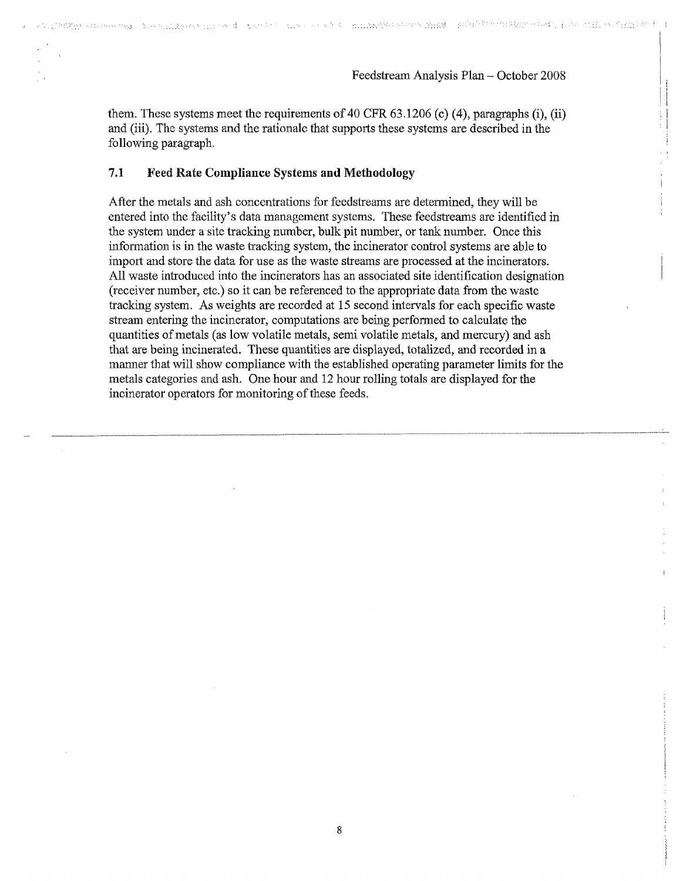them. These systems meet the requirements of 40 CFR 63.1206 (c) (4), paragraphs (i), (ii) and (iii). The systems and the rationale that supports these systems are described in the following paragraph.

### 7.1 Feed Rate Compliance Systems and Methodology

After the metals and ash concentrations for feedstreams are determined, they will be entered into the facility's data management systems. These feedstreams are identified in the system under a site tracking number, bulk pit number, or tank number. Once this information is in the waste tracking system, the incinerator control systems are able to import and store the data for use as the waste streams are processed at the incinerators. All waste introduced into the incinerators has an associated site identification designation (receiver number, etc.) so it can be referenced to the appropriate data from the waste tracking system. As weights are recorded at 15 second intervals for each specific waste stream entering the incinerator, computations are being performed to calculate the quantities of metals (as low volatile metals, semi volatile metals, and mercury) and ash that are being incinerated. These quantities are displayed, totalized, and recorded in a manner that will show compliance with the established operating parameter limits for the metals categories and ash. One hour and 12 hour rolling totals are displayed for the incinerator operators for monitoring of these feeds.